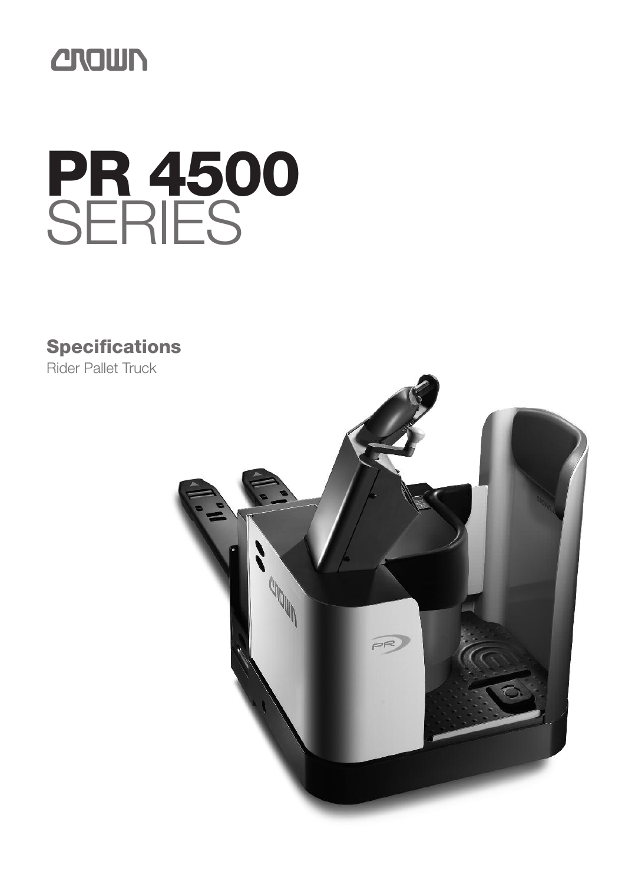CROWN

# PR 4500 SERIES

## Specifications

Rider Pallet Truck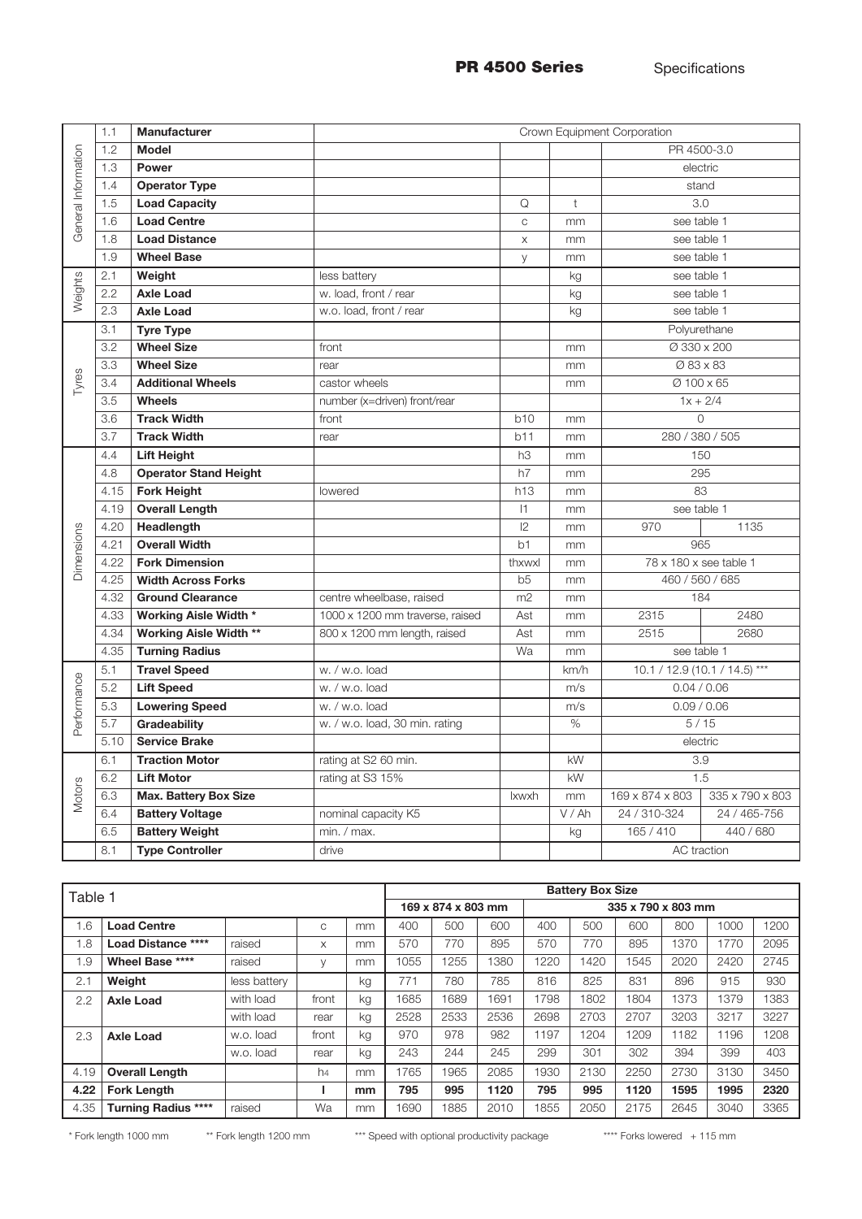# PR 4500 Series

Specifications

| | | | | | | | |
|---|---|---|---|---|---|---|---|
| General Information | 1.1 | **Manufacturer** | | | | Crown Equipment Corporation | |
| | 1.2 | **Model** | | | | PR 4500-3.0 | |
| | 1.3 | **Power** | | | | electric | |
| | 1.4 | **Operator Type** | | | | stand | |
| | 1.5 | **Load Capacity** | | Q | t | 3.0 | |
| | 1.6 | **Load Centre** | | c | mm | see table 1 | |
| | 1.8 | **Load Distance** | | x | mm | see table 1 | |
| | 1.9 | **Wheel Base** | | y | mm | see table 1 | |
| Weights | 2.1 | **Weight** | less battery | | kg | see table 1 | |
| | 2.2 | **Axle Load** | w. load, front / rear | | kg | see table 1 | |
| | 2.3 | **Axle Load** | w.o. load, front / rear | | kg | see table 1 | |
| Tyres | 3.1 | **Tyre Type** | | | | Polyurethane | |
| | 3.2 | **Wheel Size** | front | | mm | Ø 330 x 200 | |
| | 3.3 | **Wheel Size** | rear | | mm | Ø 83 x 83 | |
| | 3.4 | **Additional Wheels** | castor wheels | | mm | Ø 100 x 65 | |
| | 3.5 | **Wheels** | number (x=driven) front/rear | | | 1x + 2/4 | |
| | 3.6 | **Track Width** | front | b10 | mm | 0 | |
| | 3.7 | **Track Width** | rear | b11 | mm | 280 / 380 / 505 | |
| Dimensions | 4.4 | **Lift Height** | | h3 | mm | 150 | |
| | 4.8 | **Operator Stand Height** | | h7 | mm | 295 | |
| | 4.15 | **Fork Height** | lowered | h13 | mm | 83 | |
| | 4.19 | **Overall Length** | | l1 | mm | see table 1 | |
| | 4.20 | **Headlength** | | l2 | mm | 970 | 1135 |
| | 4.21 | **Overall Width** | | b1 | mm | 965 | |
| | 4.22 | **Fork Dimension** | | thxwxl | mm | 78 x 180 x see table 1 | |
| | 4.25 | **Width Across Forks** | | b5 | mm | 460 / 560 / 685 | |
| | 4.32 | **Ground Clearance** | centre wheelbase, raised | m2 | mm | 184 | |
| | 4.33 | **Working Aisle Width** * | 1000 x 1200 mm traverse, raised | Ast | mm | 2315 | 2480 |
| | 4.34 | **Working Aisle Width** ** | 800 x 1200 mm length, raised | Ast | mm | 2515 | 2680 |
| | 4.35 | **Turning Radius** | | Wa | mm | see table 1 | |
| Performance | 5.1 | **Travel Speed** | w. / w.o. load | | km/h | 10.1 / 12.9 (10.1 / 14.5) *** | |
| | 5.2 | **Lift Speed** | w. / w.o. load | | m/s | 0.04 / 0.06 | |
| | 5.3 | **Lowering Speed** | w. / w.o. load | | m/s | 0.09 / 0.06 | |
| | 5.7 | **Gradeability** | w. / w.o. load, 30 min. rating | | % | 5 / 15 | |
| | 5.10 | **Service Brake** | | | | electric | |
| Motors | 6.1 | **Traction Motor** | rating at S2 60 min. | | kW | 3.9 | |
| | 6.2 | **Lift Motor** | rating at S3 15% | | kW | 1.5 | |
| | 6.3 | **Max. Battery Box Size** | | lxwxh | mm | 169 x 874 x 803 | 335 x 790 x 803 |
| | 6.4 | **Battery Voltage** | nominal capacity K5 | | V / Ah | 24 / 310-324 | 24 / 465-756 |
| | 6.5 | **Battery Weight** | min. / max. | | kg | 165 / 410 | 440 / 680 |
| | 8.1 | **Type Controller** | drive | | | AC traction | |

| Table 1 | | | | | Battery Box Size | | | | | | | | |
|---|---|---|---|---|---|---|---|---|---|---|---|---|---|
| | | | | | 169 x 874 x 803 mm | | | 335 x 790 x 803 mm | | | | | |
| 1.6 | **Load Centre** | | c | mm | 400 | 500 | 600 | 400 | 500 | 600 | 800 | 1000 | 1200 |
| 1.8 | **Load Distance** **** | raised | x | mm | 570 | 770 | 895 | 570 | 770 | 895 | 1370 | 1770 | 2095 |
| 1.9 | **Wheel Base** **** | raised | y | mm | 1055 | 1255 | 1380 | 1220 | 1420 | 1545 | 2020 | 2420 | 2745 |
| 2.1 | **Weight** | less battery | | kg | 771 | 780 | 785 | 816 | 825 | 831 | 896 | 915 | 930 |
| 2.2 | **Axle Load** | with load | front | kg | 1685 | 1689 | 1691 | 1798 | 1802 | 1804 | 1373 | 1379 | 1383 |
| | | with load | rear | kg | 2528 | 2533 | 2536 | 2698 | 2703 | 2707 | 3203 | 3217 | 3227 |
| 2.3 | **Axle Load** | w.o. load | front | kg | 970 | 978 | 982 | 1197 | 1204 | 1209 | 1182 | 1196 | 1208 |
| | | w.o. load | rear | kg | 243 | 244 | 245 | 299 | 301 | 302 | 394 | 399 | 403 |
| 4.19 | **Overall Length** | | h4 | mm | 1765 | 1965 | 2085 | 1930 | 2130 | 2250 | 2730 | 3130 | 3450 |
| **4.22** | **Fork Length** | | **l** | **mm** | **795** | **995** | **1120** | **795** | **995** | **1120** | **1595** | **1995** | **2320** |
| 4.35 | **Turning Radius** **** | raised | Wa | mm | 1690 | 1885 | 2010 | 1855 | 2050 | 2175 | 2645 | 3040 | 3365 |

\* Fork length 1000 mm ** Fork length 1200 mm *** Speed with optional productivity package **** Forks lowered + 115 mm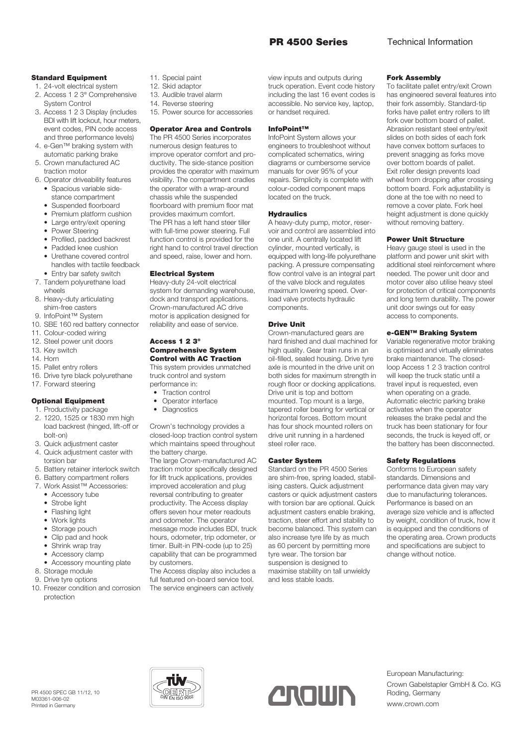# PR 4500 Series Technical Information

### Standard Equipment

1. 24-volt electrical system
2. Access 1 2 3® Comprehensive System Control
3. Access 1 2 3 Display (includes BDI with lift lockout, hour meters, event codes, PIN code access and three performance levels)
4. e-Gen™ braking system with automatic parking brake
5. Crown manufactured AC traction motor
6. Operator driveability features
   - Spacious variable side-stance compartment
   - Suspended floorboard
   - Premium platform cushion
   - Large entry/exit opening
   - Power Steering
   - Profiled, padded backrest
   - Padded knee cushion
   - Urethane covered control handles with tactile feedback
   - Entry bar safety switch
7. Tandem polyurethane load wheels
8. Heavy-duty articulating shim-free casters
9. InfoPoint™ System
10. SBE 160 red battery connector
11. Colour-coded wiring
12. Steel power unit doors
13. Key switch
14. Horn
15. Pallet entry rollers
16. Drive tyre black polyurethane
17. Forward steering

### Optional Equipment

1. Productivity package
2. 1220, 1525 or 1830 mm high load backrest (hinged, lift-off or bolt-on)
3. Quick adjustment caster
4. Quick adjustment caster with torsion bar
5. Battery retainer interlock switch
6. Battery compartment rollers
7. Work Assist™ Accessories:
   - Accessory tube
   - Strobe light
   - Flashing light
   - Work lights
   - Storage pouch
   - Clip pad and hook
   - Shrink wrap tray
   - Accessory clamp
   - Accessory mounting plate
8. Storage module
9. Drive tyre options
10. Freezer condition and corrosion protection
11. Special paint
12. Skid adaptor
13. Audible travel alarm
14. Reverse steering
15. Power source for accessories

### Operator Area and Controls

The PR 4500 Series incorporates numerous design features to improve operator comfort and productivity. The side-stance position provides the operator with maximum visibility. The compartment cradles the operator with a wrap-around chassis while the suspended floorboard with premium floor mat provides maximum comfort.
The PR has a left hand steer tiller with full-time power steering. Full function control is provided for the right hand to control travel direction and speed, raise, lower and horn.

### Electrical System

Heavy-duty 24-volt electrical system for demanding warehouse, dock and transport applications. Crown-manufactured AC drive motor is application designed for reliability and ease of service.

### Access 1 2 3® Comprehensive System Control with AC Traction

This system provides unmatched truck control and system performance in:

- Traction control
- Operator interface
- Diagnostics

Crown's technology provides a closed-loop traction control system which maintains speed throughout the battery charge.
The large Crown-manufactured AC traction motor specifically designed for lift truck applications, provides improved acceleration and plug reversal contributing to greater productivity. The Access display offers seven hour meter readouts and odometer. The operator message mode includes BDI, truck hours, odometer, trip odometer, or timer. Built-in PIN-code (up to 25) capability that can be programmed by customers.
The Access display also includes a full featured on-board service tool. The service engineers can actively view inputs and outputs during truck operation. Event code history including the last 16 event codes is accessible. No service key, laptop, or handset required.

### InfoPoint™

InfoPoint System allows your engineers to troubleshoot without complicated schematics, wiring diagrams or cumbersome service manuals for over 95% of your repairs. Simplicity is complete with colour-coded component maps located on the truck.

### Hydraulics

A heavy-duty pump, motor, reservoir and control are assembled into one unit. A centrally located lift cylinder, mounted vertically, is equipped with long-life polyurethane packing. A pressure compensating flow control valve is an integral part of the valve block and regulates maximum lowering speed. Overload valve protects hydraulic components.

### Drive Unit

Crown-manufactured gears are hard finished and dual machined for high quality. Gear train runs in an oil-filled, sealed housing. Drive tyre axle is mounted in the drive unit on both sides for maximum strength in rough floor or docking applications. Drive unit is top and bottom mounted. Top mount is a large, tapered roller bearing for vertical or horizontal forces. Bottom mount has four shock mounted rollers on drive unit running in a hardened steel roller race.

### Caster System

Standard on the PR 4500 Series are shim-free, spring loaded, stabilising casters. Quick adjustment casters or quick adjustment casters with torsion bar are optional. Quick adjustment casters enable braking, traction, steer effort and stability to become balanced. This system can also increase tyre life by as much as 60 percent by permitting more tyre wear. The torsion bar suspension is designed to maximise stability on tall unwieldy and less stable loads.

### Fork Assembly

To facilitate pallet entry/exit Crown has engineered several features into their fork assembly. Standard-tip forks have pallet entry rollers to lift fork over bottom board of pallet. Abrasion resistant steel entry/exit slides on both sides of each fork have convex bottom surfaces to prevent snagging as forks move over bottom boards of pallet. Exit roller design prevents load wheel from dropping after crossing bottom board. Fork adjustability is done at the toe with no need to remove a cover plate. Fork heel height adjustment is done quickly without removing battery.

### Power Unit Structure

Heavy gauge steel is used in the platform and power unit skirt with additional steel reinforcement where needed. The power unit door and motor cover also utilise heavy steel for protection of critical components and long term durability. The power unit door swings out for easy access to components.

### e-GEN™ Braking System

Variable regenerative motor braking is optimised and virtually eliminates brake maintenance. The closed-loop Access 1 2 3 traction control will keep the truck static until a travel input is requested, even when operating on a grade. Automatic electric parking brake activates when the operator releases the brake pedal and the truck has been stationary for four seconds, the truck is keyed off, or the battery has been disconnected.

### Safety Regulations

Conforms to European safety standards. Dimensions and performance data given may vary due to manufacturing tolerances. Performance is based on an average size vehicle and is affected by weight, condition of truck, how it is equipped and the conditions of the operating area. Crown products and specifications are subject to change without notice.

PR 4500 SPEC GB 11/12, 10
M03361-006-02
Printed in Germany

TÜV CERT DIN EN ISO 9002

CROWN

European Manufacturing:
Crown Gabelstapler GmbH & Co. KG
Roding, Germany
www.crown.com